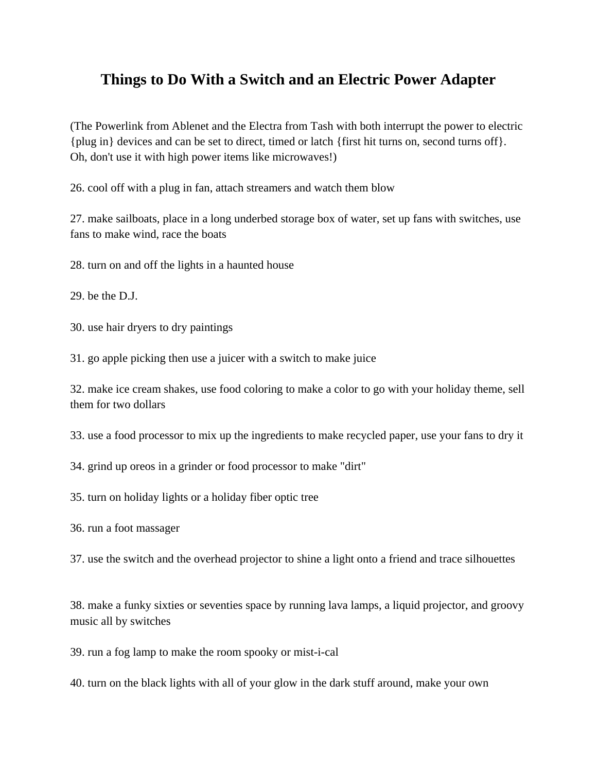# Things to Do With a Switch and an Electric Power Adapter

(The Powerlink from Ablenet and the Electra from Tash with both interrupt the power to electric {plug in} devices and can be set to direct, timed or latch {first hit turns on, second turns off}. Oh, don't use it with high power items like microwaves!)

26. cool off with a plug in fan, attach streamers and watch them blow

27. make sailboats, place in a long underbed storage box of water, set up fans with switches, use fans to make wind, race the boats

28. turn on and off the lights in a haunted house

29. be the D.J.

30. use hair dryers to dry paintings

31. go apple picking then use a juicer with a switch to make juice

32. make ice cream shakes, use food coloring to make a color to go with your holiday theme, sell them for two dollars

33. use a food processor to mix up the ingredients to make recycled paper, use your fans to dry it

34. grind up oreos in a grinder or food processor to make "dirt"

35. turn on holiday lights or a holiday fiber optic tree

36. run a foot massager

37. use the switch and the overhead projector to shine a light onto a friend and trace silhouettes

38. make a funky sixties or seventies space by running lava lamps, a liquid projector, and groovy music all by switches

39. run a fog lamp to make the room spooky or mist-i-cal

40. turn on the black lights with all of your glow in the dark stuff around, make your own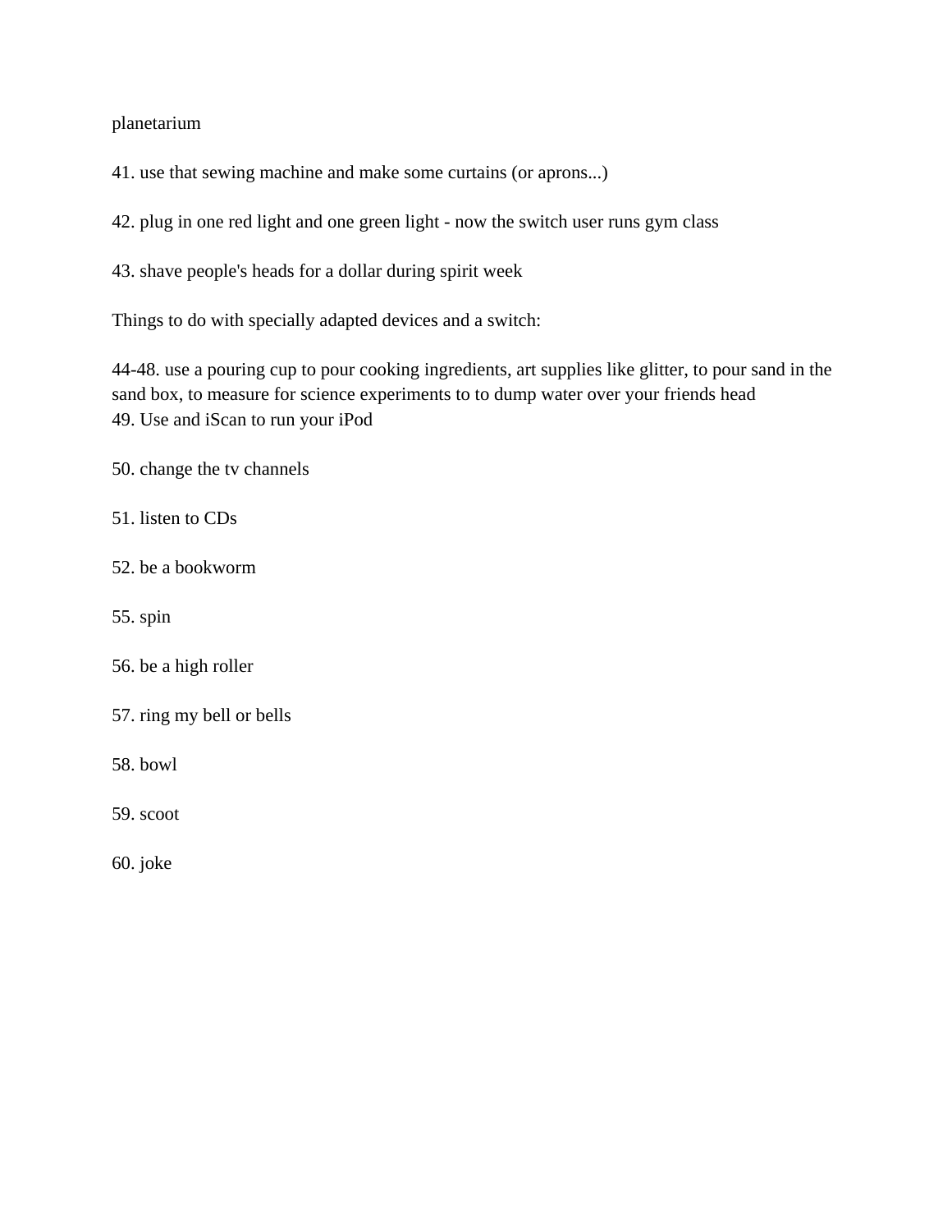planetarium

41. use that sewing machine and make some curtains (or aprons...)

42. plug in one red light and one green light - now the switch user runs gym class

43. shave people's heads for a dollar during spirit week

Things to do with specially adapted devices and a switch:

44-48. use a pouring cup to pour cooking ingredients, art supplies like glitter, to pour sand in the sand box, to measure for science experiments to to dump water over your friends head
49. Use and iScan to run your iPod

50. change the tv channels

51. listen to CDs

52. be a bookworm

55. spin

56. be a high roller

57. ring my bell or bells

58. bowl

59. scoot

60. joke